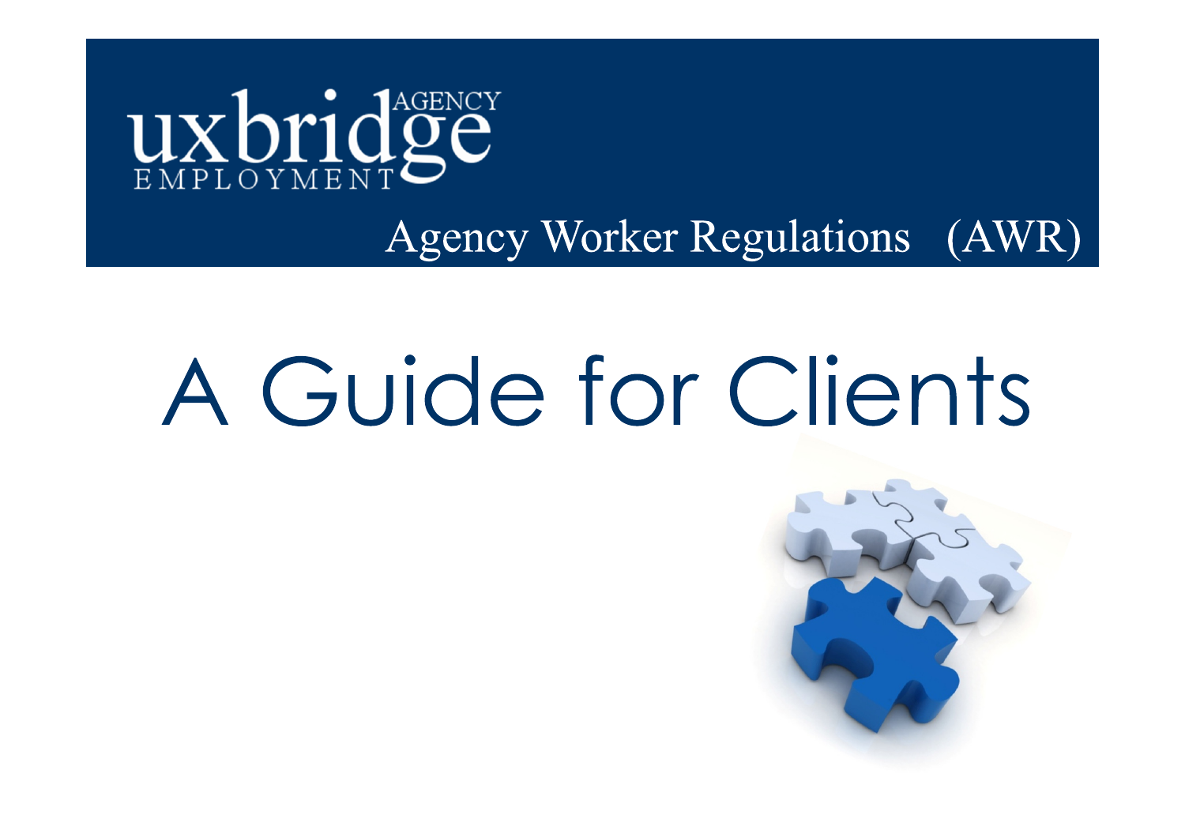uxbridge AGENCY EMPLOYMENT

Agency Worker Regulations (AWR)

# A Guide for Clients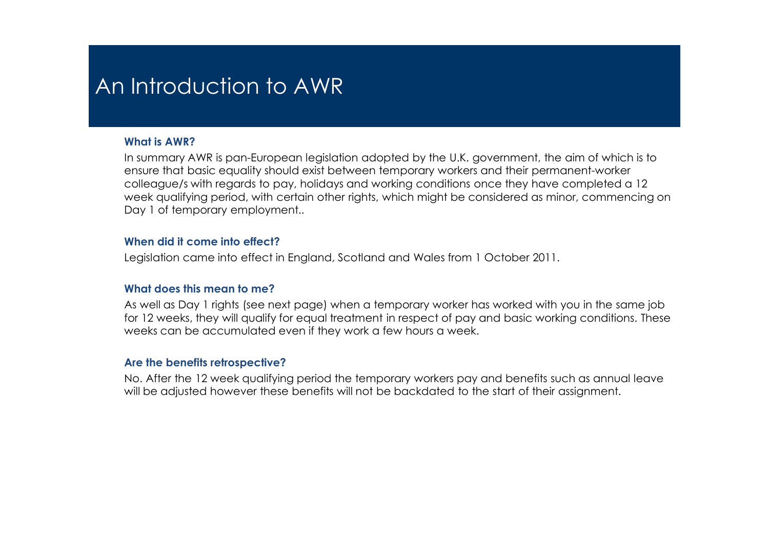# An Introduction to AWR

### What is AWR?

In summary AWR is pan-European legislation adopted by the U.K. government, the aim of which is to ensure that basic equality should exist between temporary workers and their permanent-worker colleague/s with regards to pay, holidays and working conditions once they have completed a 12 week qualifying period, with certain other rights, which might be considered as minor, commencing on Day 1 of temporary employment..

### When did it come into effect?

Legislation came into effect in England, Scotland and Wales from 1 October 2011.

### What does this mean to me?

As well as Day 1 rights (see next page) when a temporary worker has worked with you in the same job for 12 weeks, they will qualify for equal treatment in respect of pay and basic working conditions. These weeks can be accumulated even if they work a few hours a week.

### Are the benefits retrospective?

No. After the 12 week qualifying period the temporary workers pay and benefits such as annual leave will be adjusted however these benefits will not be backdated to the start of their assignment.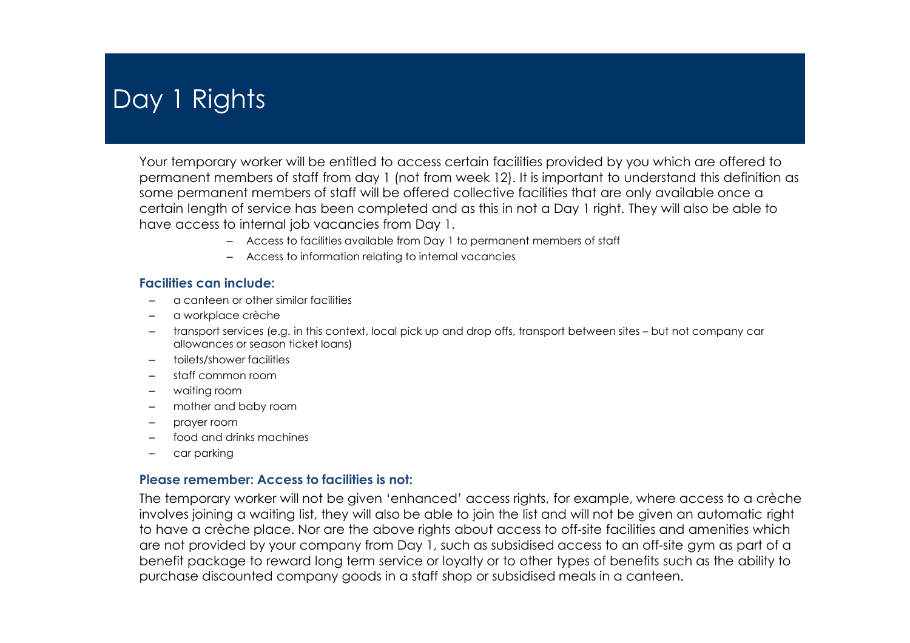# Day 1 Rights

Your temporary worker will be entitled to access certain facilities provided by you which are offered to permanent members of staff from day 1 (not from week 12). It is important to understand this definition as some permanent members of staff will be offered collective facilities that are only available once a certain length of service has been completed and as this in not a Day 1 right. They will also be able to have access to internal job vacancies from Day 1.

- Access to facilities available from Day 1 to permanent members of staff
- Access to information relating to internal vacancies

### Facilities can include:

- a canteen or other similar facilities
- a workplace crèche
- transport services (e.g. in this context, local pick up and drop offs, transport between sites – but not company car allowances or season ticket loans)
- toilets/shower facilities
- staff common room
- waiting room
- mother and baby room
- prayer room
- food and drinks machines
- car parking

### Please remember: Access to facilities is not:

The temporary worker will not be given 'enhanced' access rights, for example, where access to a crèche involves joining a waiting list, they will also be able to join the list and will not be given an automatic right to have a crèche place. Nor are the above rights about access to off-site facilities and amenities which are not provided by your company from Day 1, such as subsidised access to an off-site gym as part of a benefit package to reward long term service or loyalty or to other types of benefits such as the ability to purchase discounted company goods in a staff shop or subsidised meals in a canteen.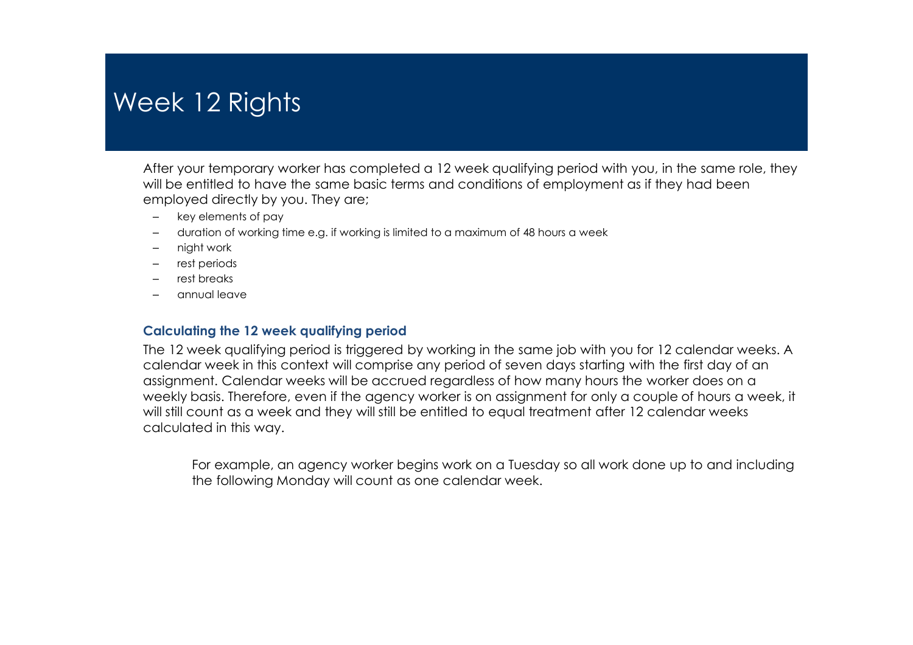# Week 12 Rights

After your temporary worker has completed a 12 week qualifying period with you, in the same role, they will be entitled to have the same basic terms and conditions of employment as if they had been employed directly by you. They are;

- key elements of pay
- duration of working time e.g. if working is limited to a maximum of 48 hours a week
- night work
- rest periods
- rest breaks
- annual leave

### Calculating the 12 week qualifying period

The 12 week qualifying period is triggered by working in the same job with you for 12 calendar weeks. A calendar week in this context will comprise any period of seven days starting with the first day of an assignment. Calendar weeks will be accrued regardless of how many hours the worker does on a weekly basis. Therefore, even if the agency worker is on assignment for only a couple of hours a week, it will still count as a week and they will still be entitled to equal treatment after 12 calendar weeks calculated in this way.

> For example, an agency worker begins work on a Tuesday so all work done up to and including the following Monday will count as one calendar week.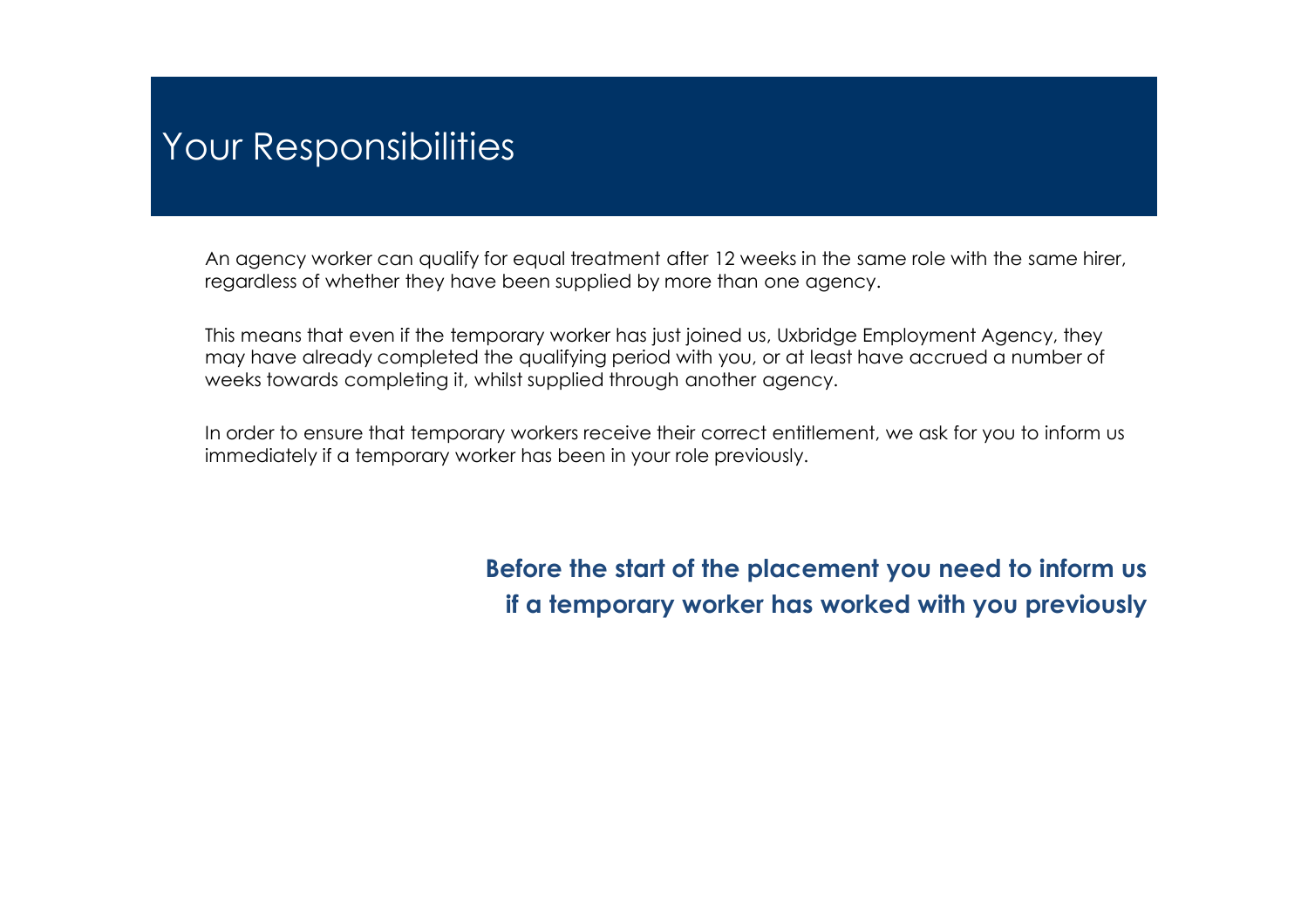# Your Responsibilities

An agency worker can qualify for equal treatment after 12 weeks in the same role with the same hirer, regardless of whether they have been supplied by more than one agency.

This means that even if the temporary worker has just joined us, Uxbridge Employment Agency, they may have already completed the qualifying period with you, or at least have accrued a number of weeks towards completing it, whilst supplied through another agency.

In order to ensure that temporary workers receive their correct entitlement, we ask for you to inform us immediately if a temporary worker has been in your role previously.

**Before the start of the placement you need to inform us if a temporary worker has worked with you previously**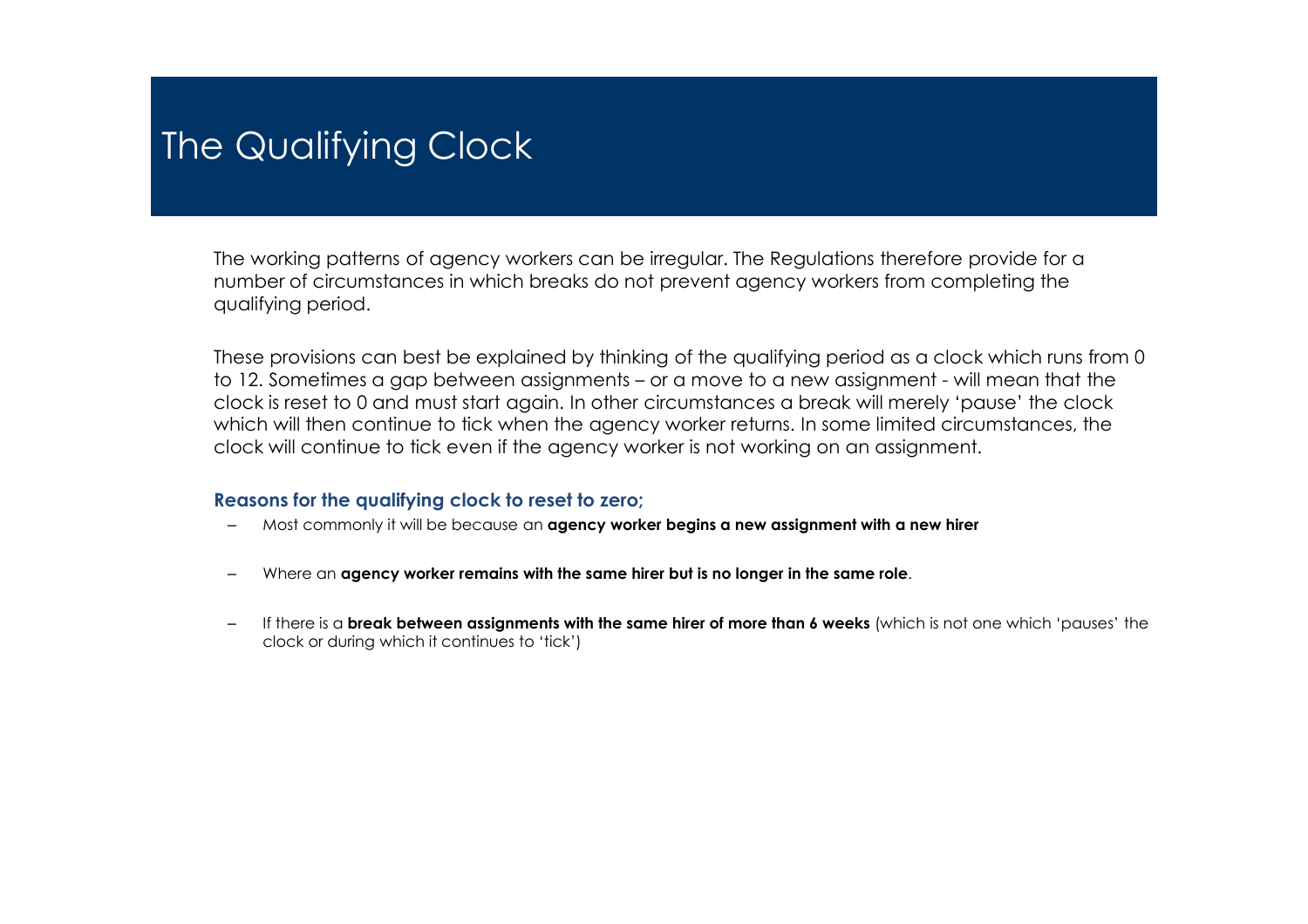# The Qualifying Clock

The working patterns of agency workers can be irregular. The Regulations therefore provide for a number of circumstances in which breaks do not prevent agency workers from completing the qualifying period.

These provisions can best be explained by thinking of the qualifying period as a clock which runs from 0 to 12. Sometimes a gap between assignments – or a move to a new assignment - will mean that the clock is reset to 0 and must start again. In other circumstances a break will merely 'pause' the clock which will then continue to tick when the agency worker returns. In some limited circumstances, the clock will continue to tick even if the agency worker is not working on an assignment.

### Reasons for the qualifying clock to reset to zero;

- Most commonly it will be because an **agency worker begins a new assignment with a new hirer**
- Where an **agency worker remains with the same hirer but is no longer in the same role**.
- If there is a **break between assignments with the same hirer of more than 6 weeks** (which is not one which 'pauses' the clock or during which it continues to 'tick')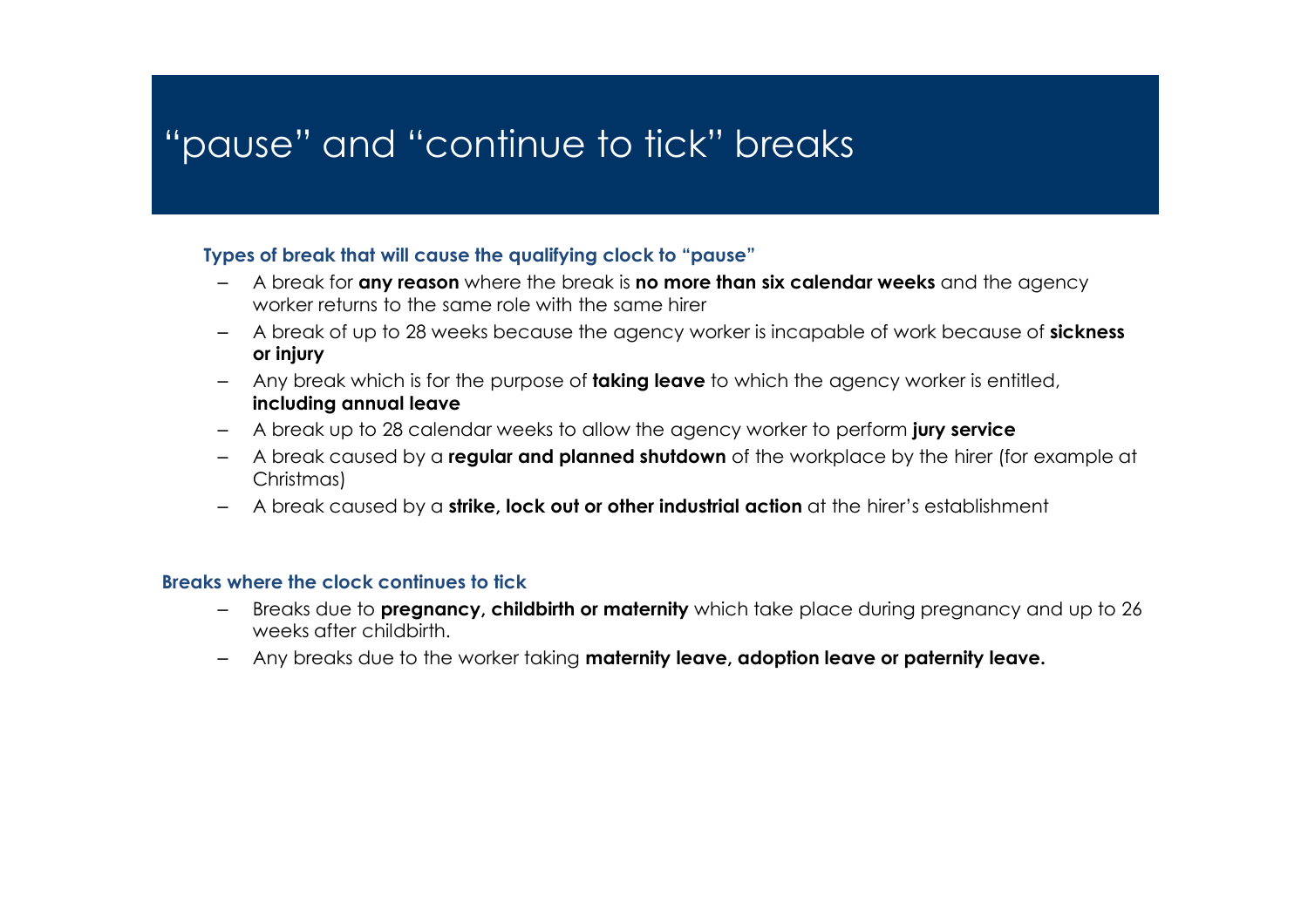# “pause” and “continue to tick” breaks

### Types of break that will cause the qualifying clock to “pause”

- A break for **any reason** where the break is **no more than six calendar weeks** and the agency worker returns to the same role with the same hirer
- A break of up to 28 weeks because the agency worker is incapable of work because of **sickness or injury**
- Any break which is for the purpose of **taking leave** to which the agency worker is entitled, **including annual leave**
- A break up to 28 calendar weeks to allow the agency worker to perform **jury service**
- A break caused by a **regular and planned shutdown** of the workplace by the hirer (for example at Christmas)
- A break caused by a **strike, lock out or other industrial action** at the hirer’s establishment

### Breaks where the clock continues to tick

- Breaks due to **pregnancy, childbirth or maternity** which take place during pregnancy and up to 26 weeks after childbirth.
- Any breaks due to the worker taking **maternity leave, adoption leave or paternity leave.**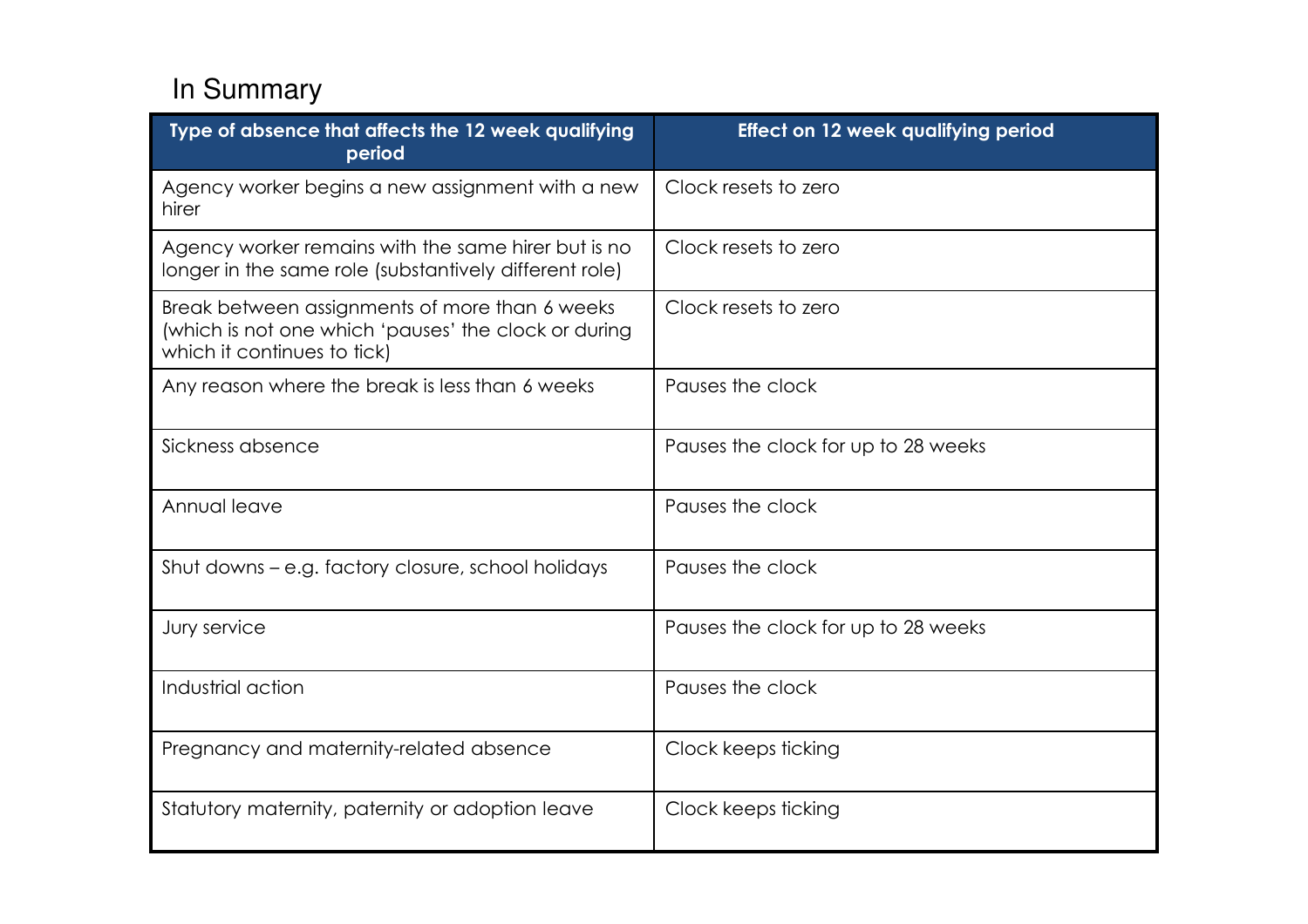# In Summary

| Type of absence that affects the 12 week qualifying period | Effect on 12 week qualifying period |
|---|---|
| Agency worker begins a new assignment with a new hirer | Clock resets to zero |
| Agency worker remains with the same hirer but is no longer in the same role (substantively different role) | Clock resets to zero |
| Break between assignments of more than 6 weeks (which is not one which 'pauses' the clock or during which it continues to tick) | Clock resets to zero |
| Any reason where the break is less than 6 weeks | Pauses the clock |
| Sickness absence | Pauses the clock for up to 28 weeks |
| Annual leave | Pauses the clock |
| Shut downs – e.g. factory closure, school holidays | Pauses the clock |
| Jury service | Pauses the clock for up to 28 weeks |
| Industrial action | Pauses the clock |
| Pregnancy and maternity-related absence | Clock keeps ticking |
| Statutory maternity, paternity or adoption leave | Clock keeps ticking |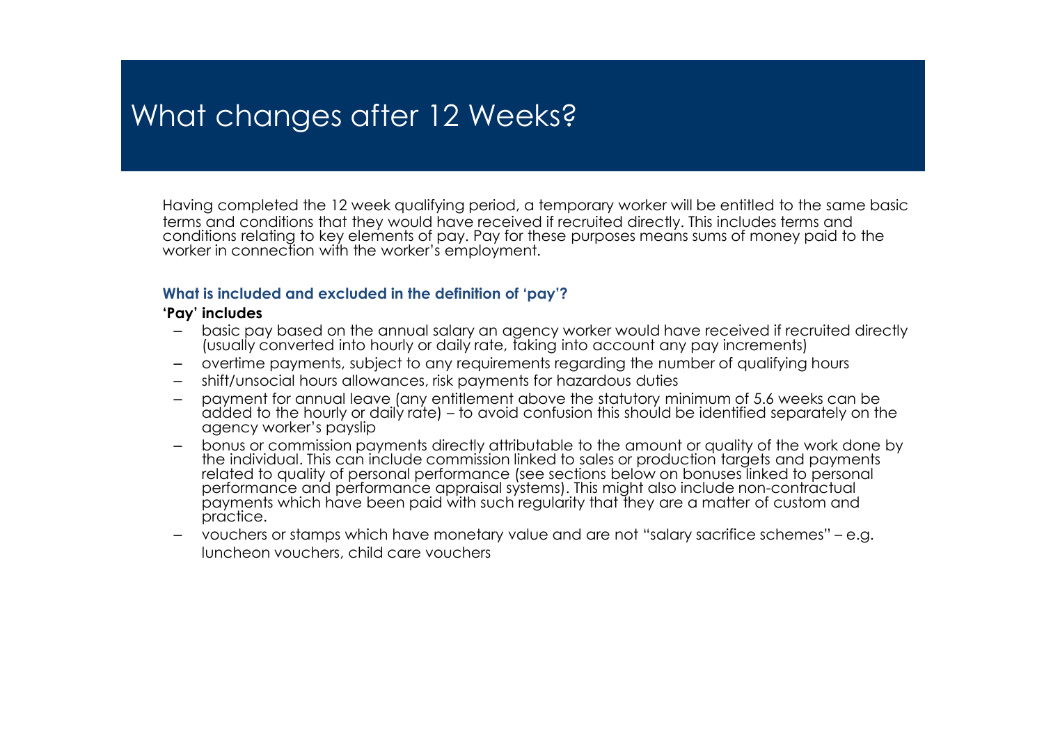# What changes after 12 Weeks?

Having completed the 12 week qualifying period, a temporary worker will be entitled to the same basic terms and conditions that they would have received if recruited directly. This includes terms and conditions relating to key elements of pay. Pay for these purposes means sums of money paid to the worker in connection with the worker's employment.

### What is included and excluded in the definition of 'pay'?

**'Pay' includes**

- basic pay based on the annual salary an agency worker would have received if recruited directly (usually converted into hourly or daily rate, taking into account any pay increments)
- overtime payments, subject to any requirements regarding the number of qualifying hours
- shift/unsocial hours allowances, risk payments for hazardous duties
- payment for annual leave (any entitlement above the statutory minimum of 5.6 weeks can be added to the hourly or daily rate) – to avoid confusion this should be identified separately on the agency worker's payslip
- bonus or commission payments directly attributable to the amount or quality of the work done by the individual. This can include commission linked to sales or production targets and payments related to quality of personal performance (see sections below on bonuses linked to personal performance and performance appraisal systems). This might also include non-contractual payments which have been paid with such regularity that they are a matter of custom and practice.
- vouchers or stamps which have monetary value and are not "salary sacrifice schemes" – e.g. luncheon vouchers, child care vouchers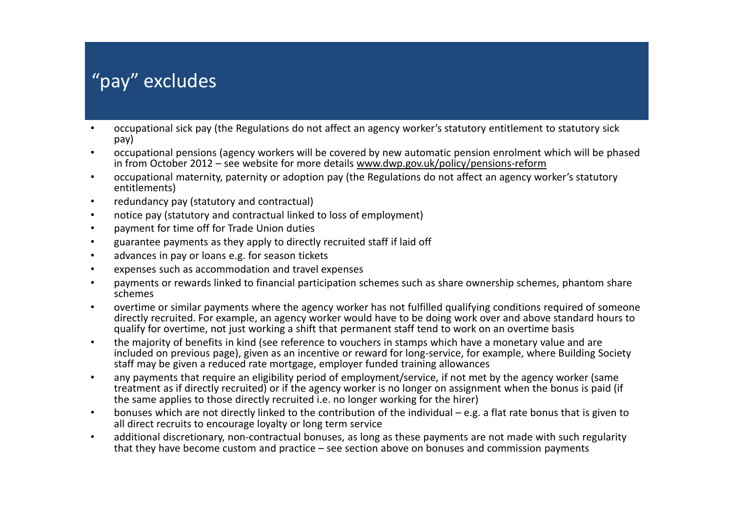# “pay” excludes

- occupational sick pay (the Regulations do not affect an agency worker’s statutory entitlement to statutory sick pay)
- occupational pensions (agency workers will be covered by new automatic pension enrolment which will be phased in from October 2012 – see website for more details www.dwp.gov.uk/policy/pensions-reform
- occupational maternity, paternity or adoption pay (the Regulations do not affect an agency worker’s statutory entitlements)
- redundancy pay (statutory and contractual)
- notice pay (statutory and contractual linked to loss of employment)
- payment for time off for Trade Union duties
- guarantee payments as they apply to directly recruited staff if laid off
- advances in pay or loans e.g. for season tickets
- expenses such as accommodation and travel expenses
- payments or rewards linked to financial participation schemes such as share ownership schemes, phantom share schemes
- overtime or similar payments where the agency worker has not fulfilled qualifying conditions required of someone directly recruited. For example, an agency worker would have to be doing work over and above standard hours to qualify for overtime, not just working a shift that permanent staff tend to work on an overtime basis
- the majority of benefits in kind (see reference to vouchers in stamps which have a monetary value and are included on previous page), given as an incentive or reward for long-service, for example, where Building Society staff may be given a reduced rate mortgage, employer funded training allowances
- any payments that require an eligibility period of employment/service, if not met by the agency worker (same treatment as if directly recruited) or if the agency worker is no longer on assignment when the bonus is paid (if the same applies to those directly recruited i.e. no longer working for the hirer)
- bonuses which are not directly linked to the contribution of the individual – e.g. a flat rate bonus that is given to all direct recruits to encourage loyalty or long term service
- additional discretionary, non-contractual bonuses, as long as these payments are not made with such regularity that they have become custom and practice – see section above on bonuses and commission payments